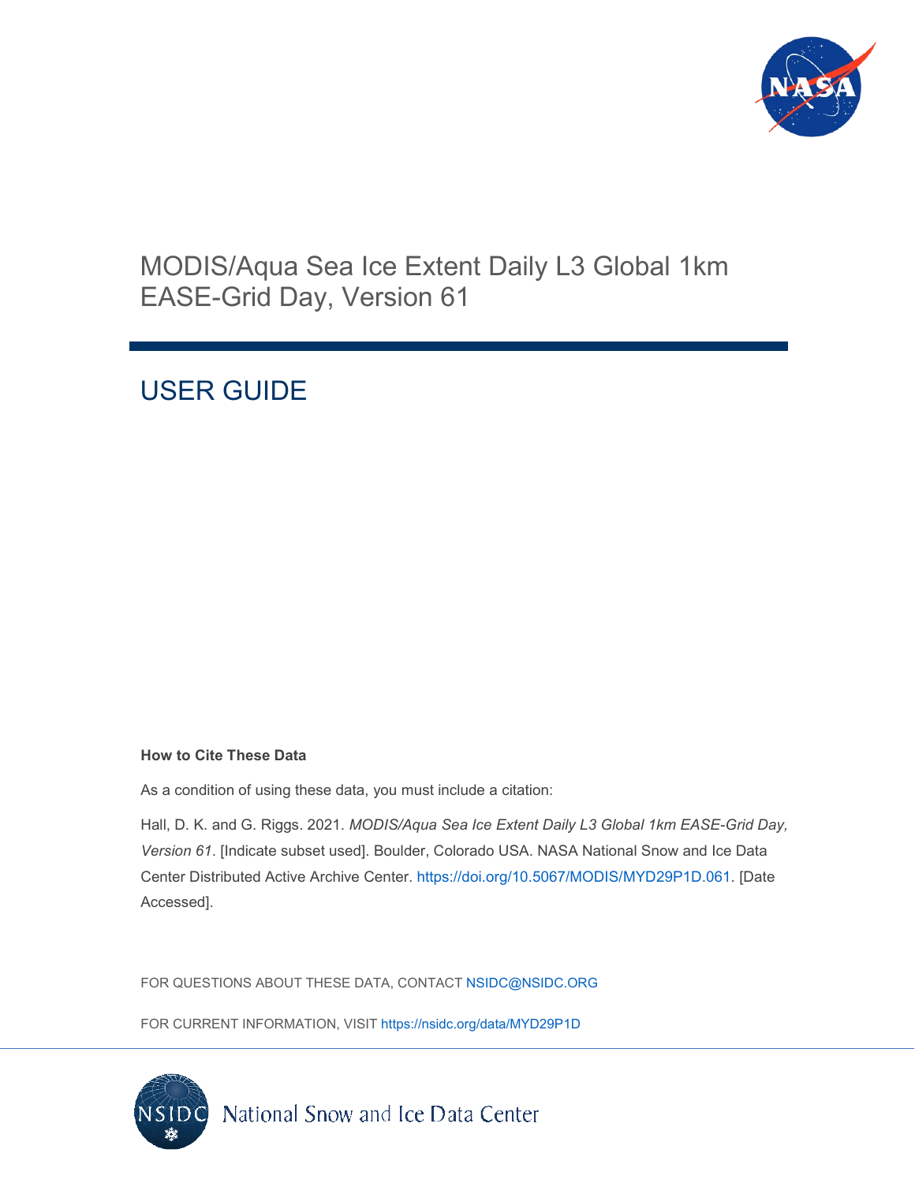# MODIS/Aqua Sea Ice Extent Daily L3 Global 1km EASE-Grid Day, Version 61

## USER GUIDE

**How to Cite These Data**

As a condition of using these data, you must include a citation:

Hall, D. K. and G. Riggs. 2021. *MODIS/Aqua Sea Ice Extent Daily L3 Global 1km EASE-Grid Day, Version 61*. [Indicate subset used]. Boulder, Colorado USA. NASA National Snow and Ice Data Center Distributed Active Archive Center. https://doi.org/10.5067/MODIS/MYD29P1D.061. [Date Accessed].

FOR QUESTIONS ABOUT THESE DATA, CONTACT NSIDC@NSIDC.ORG

FOR CURRENT INFORMATION, VISIT https://nsidc.org/data/MYD29P1D

National Snow and Ice Data Center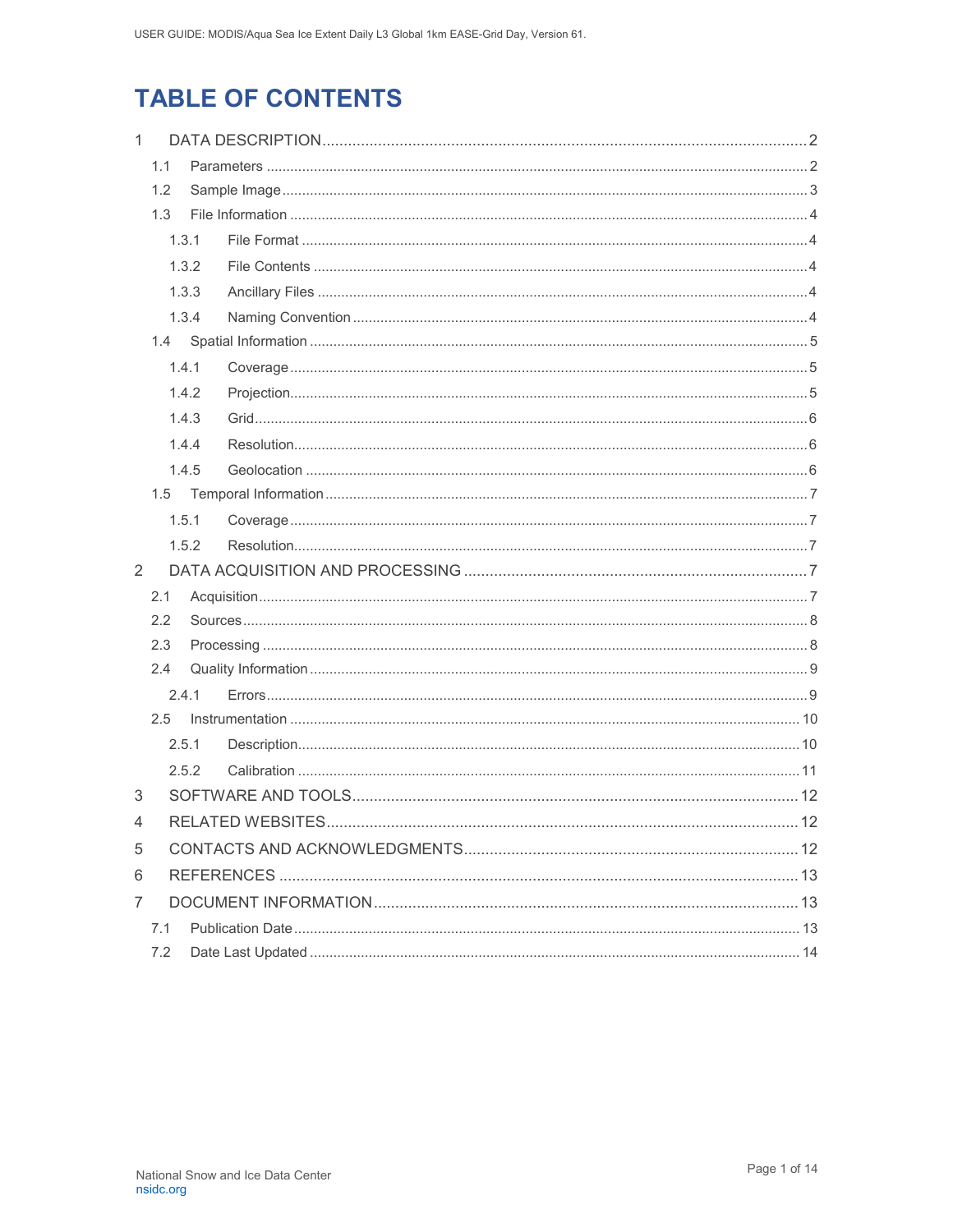# TABLE OF CONTENTS

1 DATA DESCRIPTION ........ 2
- 1.1 Parameters ........ 2
- 1.2 Sample Image ........ 3
- 1.3 File Information ........ 4
  - 1.3.1 File Format ........ 4
  - 1.3.2 File Contents ........ 4
  - 1.3.3 Ancillary Files ........ 4
  - 1.3.4 Naming Convention ........ 4
- 1.4 Spatial Information ........ 5
  - 1.4.1 Coverage ........ 5
  - 1.4.2 Projection ........ 5
  - 1.4.3 Grid ........ 6
  - 1.4.4 Resolution ........ 6
  - 1.4.5 Geolocation ........ 6
- 1.5 Temporal Information ........ 7
  - 1.5.1 Coverage ........ 7
  - 1.5.2 Resolution ........ 7

2 DATA ACQUISITION AND PROCESSING ........ 7
- 2.1 Acquisition ........ 7
- 2.2 Sources ........ 8
- 2.3 Processing ........ 8
- 2.4 Quality Information ........ 9
  - 2.4.1 Errors ........ 9
- 2.5 Instrumentation ........ 10
  - 2.5.1 Description ........ 10
  - 2.5.2 Calibration ........ 11

3 SOFTWARE AND TOOLS ........ 12

4 RELATED WEBSITES ........ 12

5 CONTACTS AND ACKNOWLEDGMENTS ........ 12

6 REFERENCES ........ 13

7 DOCUMENT INFORMATION ........ 13
- 7.1 Publication Date ........ 13
- 7.2 Date Last Updated ........ 14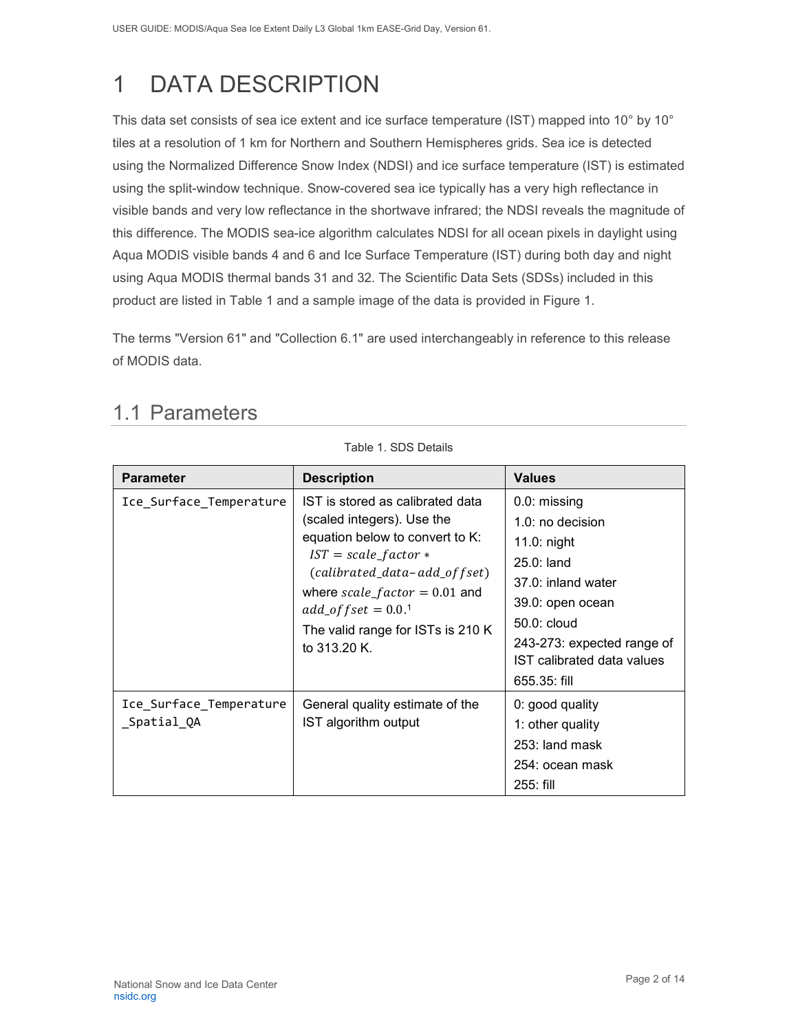# 1 DATA DESCRIPTION

This data set consists of sea ice extent and ice surface temperature (IST) mapped into 10° by 10° tiles at a resolution of 1 km for Northern and Southern Hemispheres grids. Sea ice is detected using the Normalized Difference Snow Index (NDSI) and ice surface temperature (IST) is estimated using the split-window technique. Snow-covered sea ice typically has a very high reflectance in visible bands and very low reflectance in the shortwave infrared; the NDSI reveals the magnitude of this difference. The MODIS sea-ice algorithm calculates NDSI for all ocean pixels in daylight using Aqua MODIS visible bands 4 and 6 and Ice Surface Temperature (IST) during both day and night using Aqua MODIS thermal bands 31 and 32. The Scientific Data Sets (SDSs) included in this product are listed in Table 1 and a sample image of the data is provided in Figure 1.

The terms "Version 61" and "Collection 6.1" are used interchangeably in reference to this release of MODIS data.

## 1.1 Parameters

Table 1. SDS Details

| Parameter | Description | Values |
| --- | --- | --- |
| `Ice_Surface_Temperature` | IST is stored as calibrated data (scaled integers). Use the equation below to convert to K: $IST = scale\_factor * (calibrated\_data - add\_offset)$ where $scale\_factor = 0.01$ and $add\_offset = 0.0$.[1] The valid range for ISTs is 210 K to 313.20 K. | 0.0: missing<br>1.0: no decision<br>11.0: night<br>25.0: land<br>37.0: inland water<br>39.0: open ocean<br>50.0: cloud<br>243-273: expected range of IST calibrated data values<br>655.35: fill |
| `Ice_Surface_Temperature_Spatial_QA` | General quality estimate of the IST algorithm output | 0: good quality<br>1: other quality<br>253: land mask<br>254: ocean mask<br>255: fill |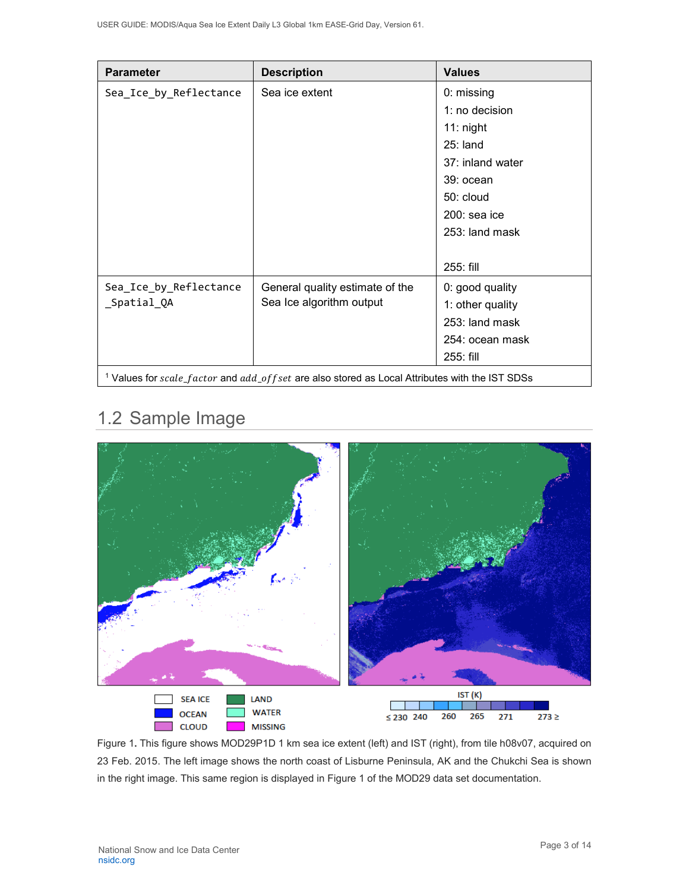| Parameter | Description | Values |
| --- | --- | --- |
| Sea_Ice_by_Reflectance | Sea ice extent | 0: missing<br>1: no decision<br>11: night<br>25: land<br>37: inland water<br>39: ocean<br>50: cloud<br>200: sea ice<br>253: land mask<br><br>255: fill |
| Sea_Ice_by_Reflectance_Spatial_QA | General quality estimate of the Sea Ice algorithm output | 0: good quality<br>1: other quality<br>253: land mask<br>254: ocean mask<br>255: fill |

[1] Values for *scale_factor* and *add_offset* are also stored as Local Attributes with the IST SDSs

## 1.2 Sample Image

Figure 1. This figure shows MOD29P1D 1 km sea ice extent (left) and IST (right), from tile h08v07, acquired on 23 Feb. 2015. The left image shows the north coast of Lisburne Peninsula, AK and the Chukchi Sea is shown in the right image. This same region is displayed in Figure 1 of the MOD29 data set documentation.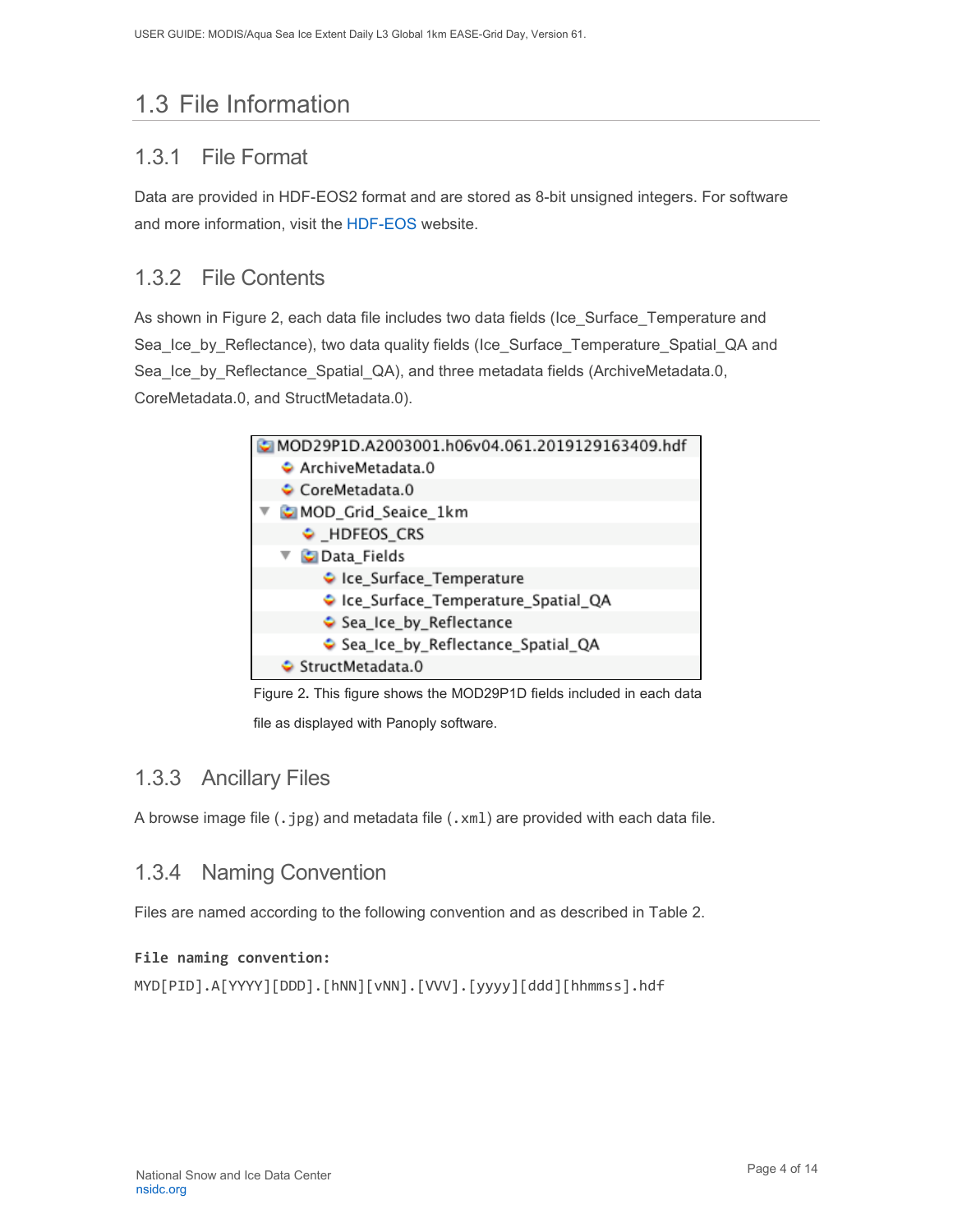## 1.3 File Information

### 1.3.1 File Format

Data are provided in HDF-EOS2 format and are stored as 8-bit unsigned integers. For software and more information, visit the HDF-EOS website.

### 1.3.2 File Contents

As shown in Figure 2, each data file includes two data fields (Ice_Surface_Temperature and Sea_Ice_by_Reflectance), two data quality fields (Ice_Surface_Temperature_Spatial_QA and Sea_Ice_by_Reflectance_Spatial_QA), and three metadata fields (ArchiveMetadata.0, CoreMetadata.0, and StructMetadata.0).

```
MOD29P1D.A2003001.h06v04.061.2019129163409.hdf
    ArchiveMetadata.0
    CoreMetadata.0
  ▼ MOD_Grid_Seaice_1km
        _HDFEOS_CRS
      ▼ Data_Fields
            Ice_Surface_Temperature
            Ice_Surface_Temperature_Spatial_QA
            Sea_Ice_by_Reflectance
            Sea_Ice_by_Reflectance_Spatial_QA
    StructMetadata.0
```

Figure 2. This figure shows the MOD29P1D fields included in each data file as displayed with Panoply software.

### 1.3.3 Ancillary Files

A browse image file (`.jpg`) and metadata file (`.xml`) are provided with each data file.

### 1.3.4 Naming Convention

Files are named according to the following convention and as described in Table 2.

**File naming convention:**

```
MYD[PID].A[YYYY][DDD].[hNN][vNN].[VVV].[yyyy][ddd][hhmmss].hdf
```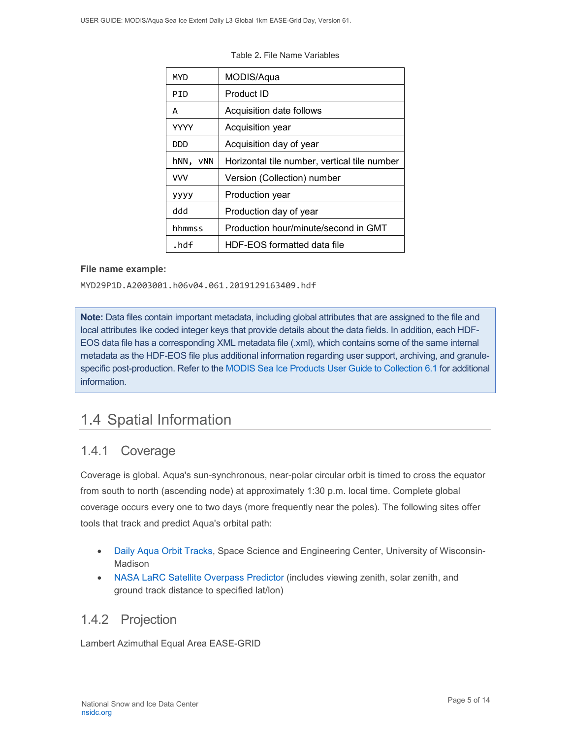Table 2. File Name Variables

| | |
|---|---|
| MYD | MODIS/Aqua |
| PID | Product ID |
| A | Acquisition date follows |
| YYYY | Acquisition year |
| DDD | Acquisition day of year |
| hNN, vNN | Horizontal tile number, vertical tile number |
| VVV | Version (Collection) number |
| yyyy | Production year |
| ddd | Production day of year |
| hhmmss | Production hour/minute/second in GMT |
| .hdf | HDF-EOS formatted data file |

**File name example:**

```
MYD29P1D.A2003001.h06v04.061.2019129163409.hdf
```

> **Note:** Data files contain important metadata, including global attributes that are assigned to the file and local attributes like coded integer keys that provide details about the data fields. In addition, each HDF-EOS data file has a corresponding XML metadata file (.xml), which contains some of the same internal metadata as the HDF-EOS file plus additional information regarding user support, archiving, and granule-specific post-production. Refer to the MODIS Sea Ice Products User Guide to Collection 6.1 for additional information.

## 1.4 Spatial Information

### 1.4.1 Coverage

Coverage is global. Aqua's sun-synchronous, near-polar circular orbit is timed to cross the equator from south to north (ascending node) at approximately 1:30 p.m. local time. Complete global coverage occurs every one to two days (more frequently near the poles). The following sites offer tools that track and predict Aqua's orbital path:

- Daily Aqua Orbit Tracks, Space Science and Engineering Center, University of Wisconsin-Madison
- NASA LaRC Satellite Overpass Predictor (includes viewing zenith, solar zenith, and ground track distance to specified lat/lon)

### 1.4.2 Projection

Lambert Azimuthal Equal Area EASE-GRID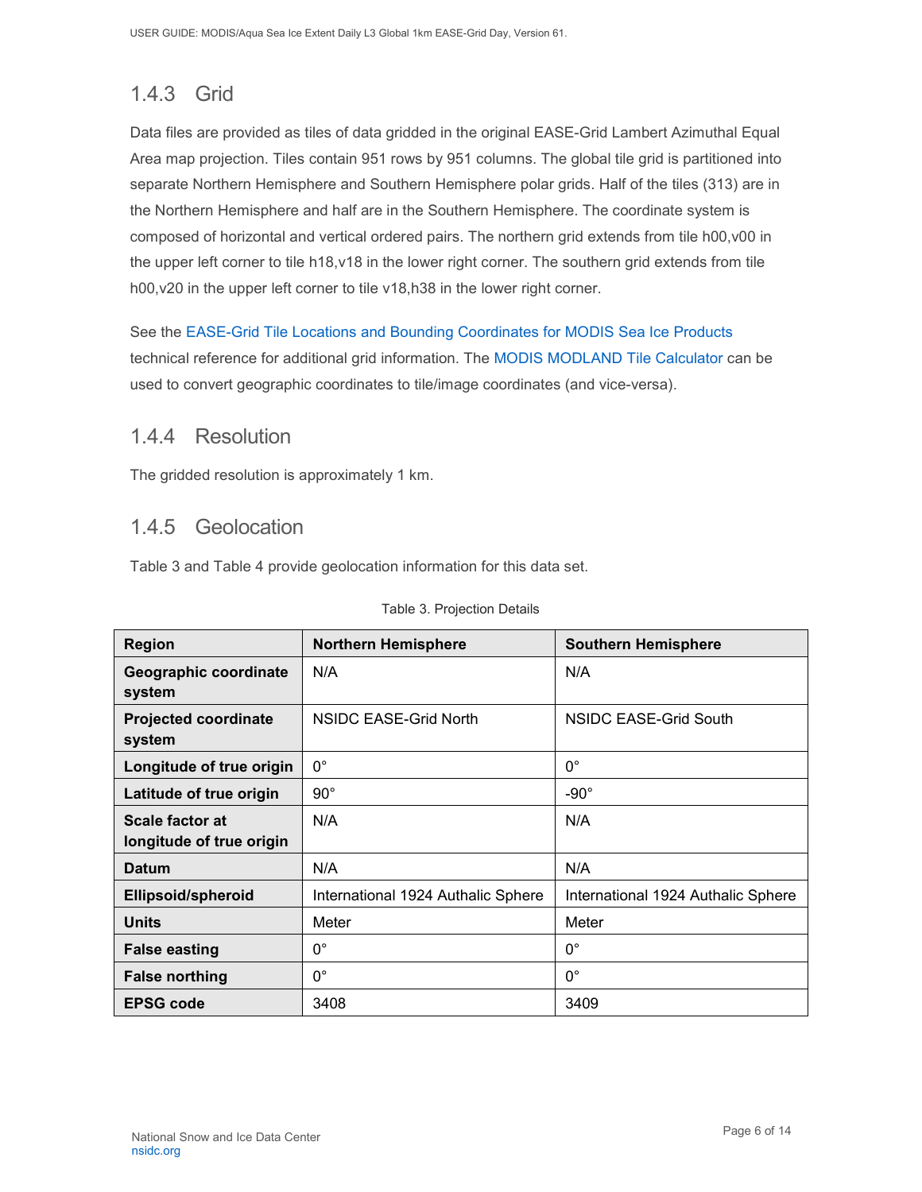### 1.4.3 Grid

Data files are provided as tiles of data gridded in the original EASE-Grid Lambert Azimuthal Equal Area map projection. Tiles contain 951 rows by 951 columns. The global tile grid is partitioned into separate Northern Hemisphere and Southern Hemisphere polar grids. Half of the tiles (313) are in the Northern Hemisphere and half are in the Southern Hemisphere. The coordinate system is composed of horizontal and vertical ordered pairs. The northern grid extends from tile h00,v00 in the upper left corner to tile h18,v18 in the lower right corner. The southern grid extends from tile h00,v20 in the upper left corner to tile v18,h38 in the lower right corner.

See the EASE-Grid Tile Locations and Bounding Coordinates for MODIS Sea Ice Products technical reference for additional grid information. The MODIS MODLAND Tile Calculator can be used to convert geographic coordinates to tile/image coordinates (and vice-versa).

### 1.4.4 Resolution

The gridded resolution is approximately 1 km.

### 1.4.5 Geolocation

Table 3 and Table 4 provide geolocation information for this data set.

Table 3. Projection Details

| Region | Northern Hemisphere | Southern Hemisphere |
|---|---|---|
| Geographic coordinate system | N/A | N/A |
| Projected coordinate system | NSIDC EASE-Grid North | NSIDC EASE-Grid South |
| Longitude of true origin | 0° | 0° |
| Latitude of true origin | 90° | -90° |
| Scale factor at longitude of true origin | N/A | N/A |
| Datum | N/A | N/A |
| Ellipsoid/spheroid | International 1924 Authalic Sphere | International 1924 Authalic Sphere |
| Units | Meter | Meter |
| False easting | 0° | 0° |
| False northing | 0° | 0° |
| EPSG code | 3408 | 3409 |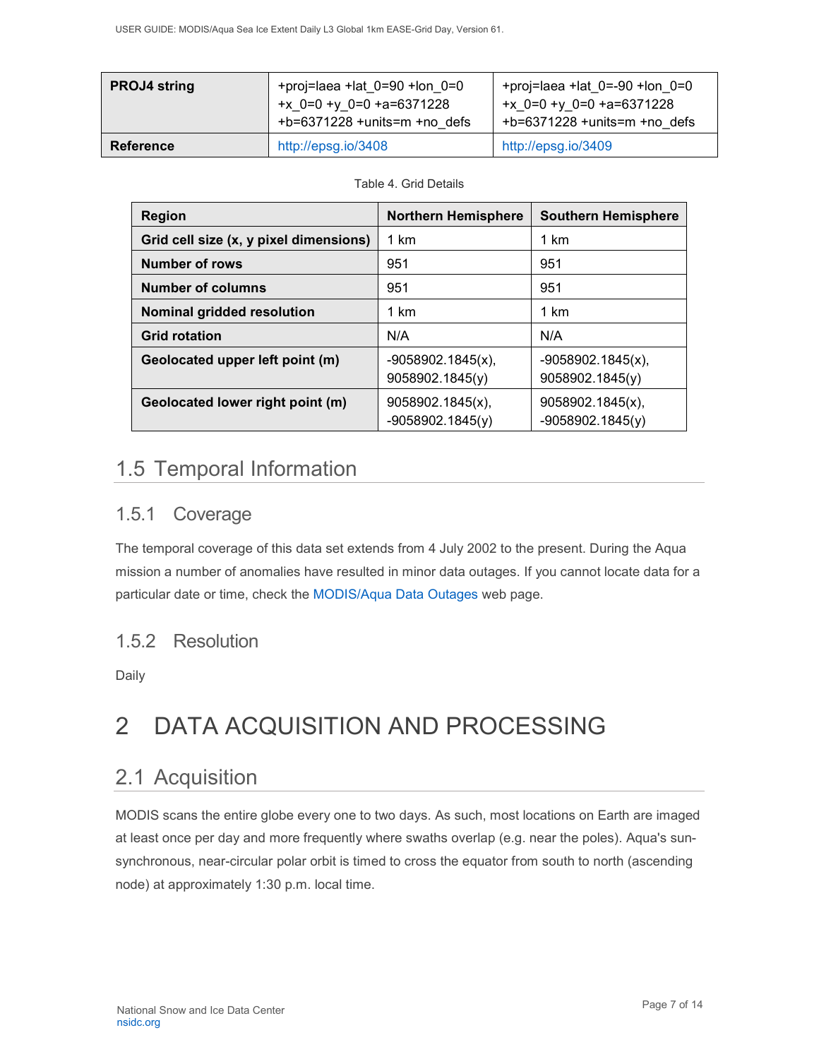| PROJ4 string | +proj=laea +lat_0=90 +lon_0=0 +x_0=0 +y_0=0 +a=6371228 +b=6371228 +units=m +no_defs | +proj=laea +lat_0=-90 +lon_0=0 +x_0=0 +y_0=0 +a=6371228 +b=6371228 +units=m +no_defs |
|---|---|---|
| Reference | http://epsg.io/3408 | http://epsg.io/3409 |

Table 4. Grid Details

| Region | Northern Hemisphere | Southern Hemisphere |
|---|---|---|
| Grid cell size (x, y pixel dimensions) | 1 km | 1 km |
| Number of rows | 951 | 951 |
| Number of columns | 951 | 951 |
| Nominal gridded resolution | 1 km | 1 km |
| Grid rotation | N/A | N/A |
| Geolocated upper left point (m) | -9058902.1845(x), 9058902.1845(y) | -9058902.1845(x), 9058902.1845(y) |
| Geolocated lower right point (m) | 9058902.1845(x), -9058902.1845(y) | 9058902.1845(x), -9058902.1845(y) |

## 1.5 Temporal Information

### 1.5.1 Coverage

The temporal coverage of this data set extends from 4 July 2002 to the present. During the Aqua mission a number of anomalies have resulted in minor data outages. If you cannot locate data for a particular date or time, check the MODIS/Aqua Data Outages web page.

### 1.5.2 Resolution

Daily

# 2 DATA ACQUISITION AND PROCESSING

## 2.1 Acquisition

MODIS scans the entire globe every one to two days. As such, most locations on Earth are imaged at least once per day and more frequently where swaths overlap (e.g. near the poles). Aqua's sun-synchronous, near-circular polar orbit is timed to cross the equator from south to north (ascending node) at approximately 1:30 p.m. local time.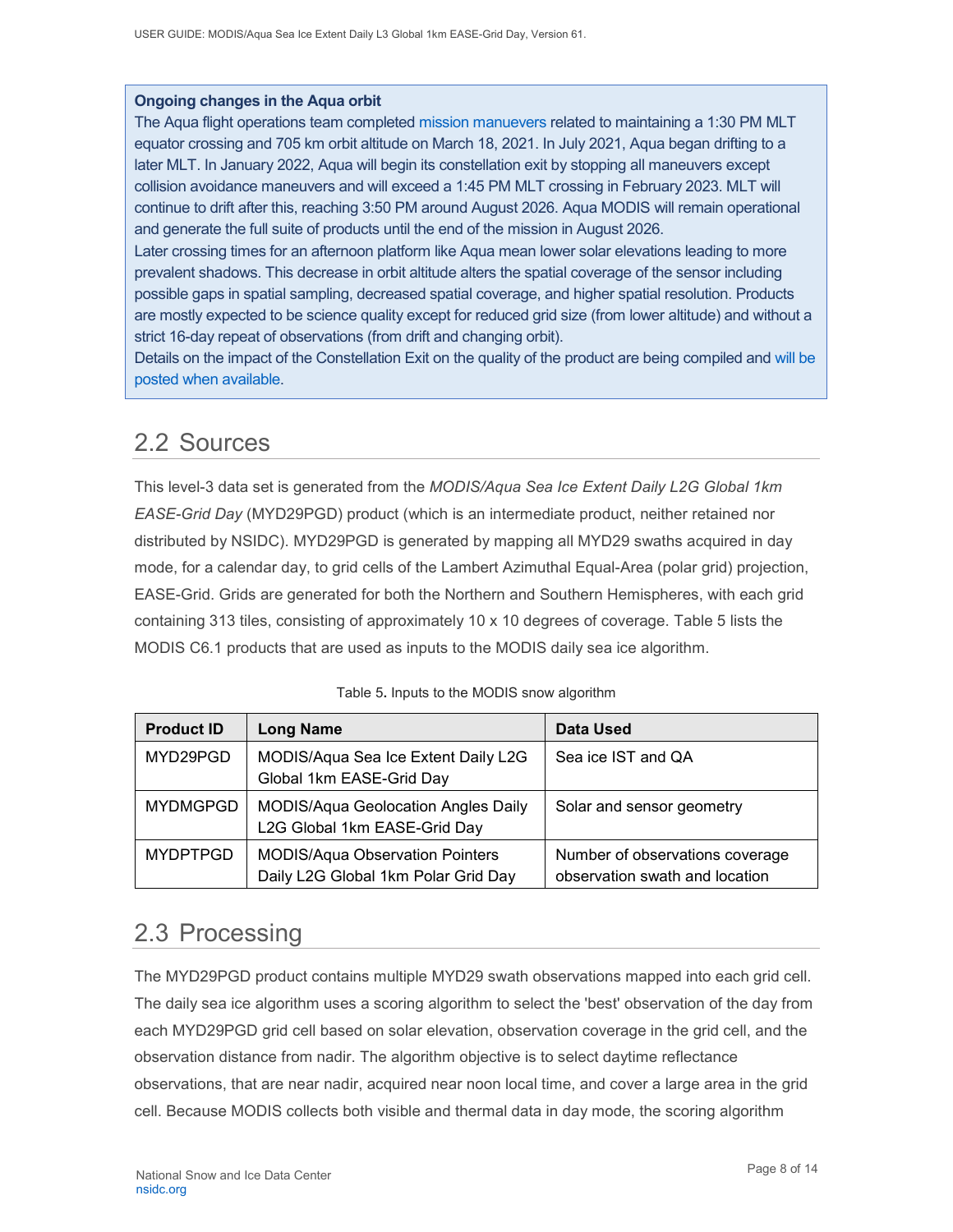**Ongoing changes in the Aqua orbit**

The Aqua flight operations team completed mission manuevers related to maintaining a 1:30 PM MLT equator crossing and 705 km orbit altitude on March 18, 2021. In July 2021, Aqua began drifting to a later MLT. In January 2022, Aqua will begin its constellation exit by stopping all maneuvers except collision avoidance maneuvers and will exceed a 1:45 PM MLT crossing in February 2023. MLT will continue to drift after this, reaching 3:50 PM around August 2026. Aqua MODIS will remain operational and generate the full suite of products until the end of the mission in August 2026.

Later crossing times for an afternoon platform like Aqua mean lower solar elevations leading to more prevalent shadows. This decrease in orbit altitude alters the spatial coverage of the sensor including possible gaps in spatial sampling, decreased spatial coverage, and higher spatial resolution. Products are mostly expected to be science quality except for reduced grid size (from lower altitude) and without a strict 16-day repeat of observations (from drift and changing orbit).

Details on the impact of the Constellation Exit on the quality of the product are being compiled and will be posted when available.

## 2.2 Sources

This level-3 data set is generated from the *MODIS/Aqua Sea Ice Extent Daily L2G Global 1km EASE-Grid Day* (MYD29PGD) product (which is an intermediate product, neither retained nor distributed by NSIDC). MYD29PGD is generated by mapping all MYD29 swaths acquired in day mode, for a calendar day, to grid cells of the Lambert Azimuthal Equal-Area (polar grid) projection, EASE-Grid. Grids are generated for both the Northern and Southern Hemispheres, with each grid containing 313 tiles, consisting of approximately 10 x 10 degrees of coverage. Table 5 lists the MODIS C6.1 products that are used as inputs to the MODIS daily sea ice algorithm.

Table 5. Inputs to the MODIS snow algorithm

| Product ID | Long Name | Data Used |
|---|---|---|
| MYD29PGD | MODIS/Aqua Sea Ice Extent Daily L2G Global 1km EASE-Grid Day | Sea ice IST and QA |
| MYDMGPGD | MODIS/Aqua Geolocation Angles Daily L2G Global 1km EASE-Grid Day | Solar and sensor geometry |
| MYDPTPGD | MODIS/Aqua Observation Pointers Daily L2G Global 1km Polar Grid Day | Number of observations coverage observation swath and location |

## 2.3 Processing

The MYD29PGD product contains multiple MYD29 swath observations mapped into each grid cell. The daily sea ice algorithm uses a scoring algorithm to select the 'best' observation of the day from each MYD29PGD grid cell based on solar elevation, observation coverage in the grid cell, and the observation distance from nadir. The algorithm objective is to select daytime reflectance observations, that are near nadir, acquired near noon local time, and cover a large area in the grid cell. Because MODIS collects both visible and thermal data in day mode, the scoring algorithm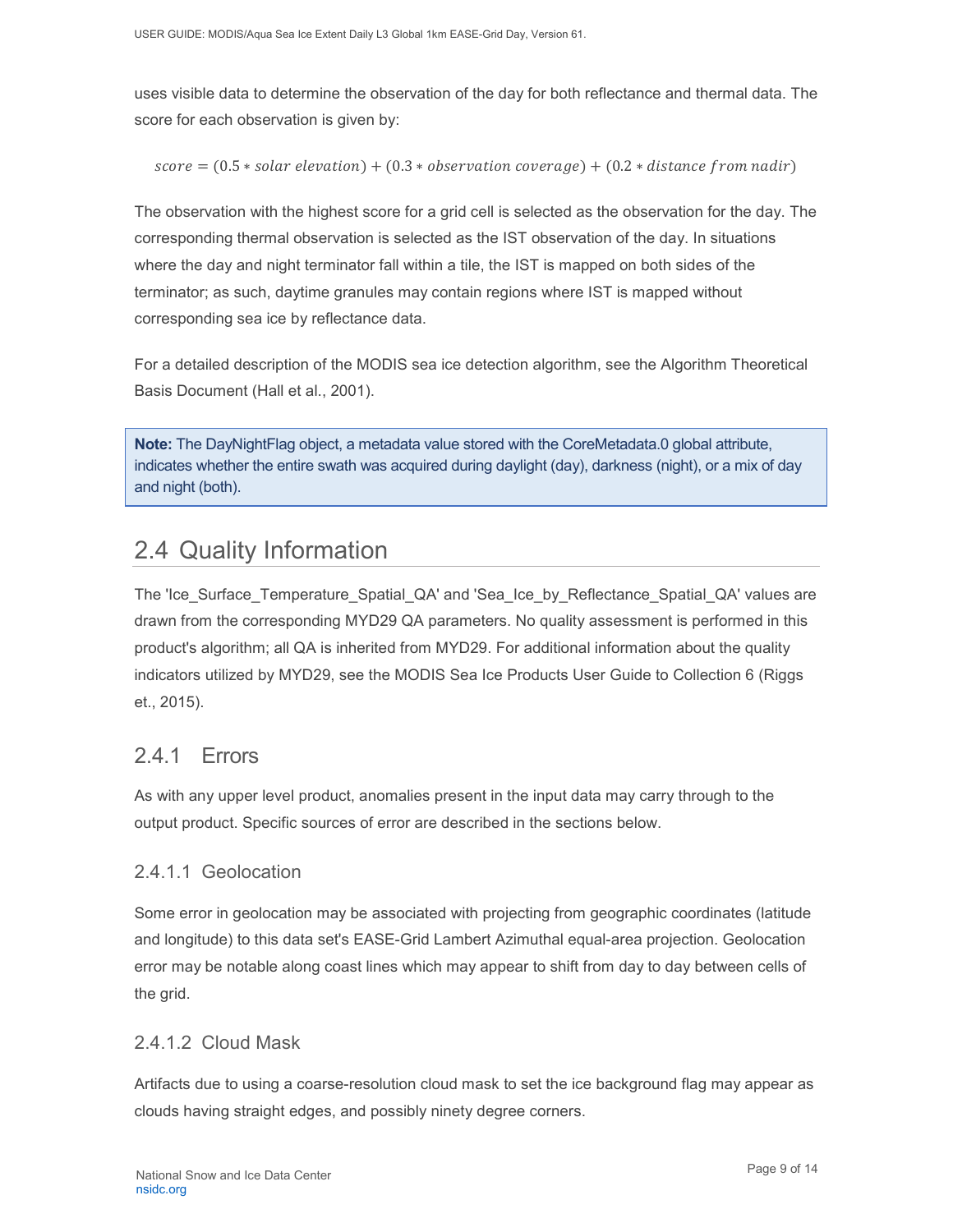uses visible data to determine the observation of the day for both reflectance and thermal data. The score for each observation is given by:

$$score = (0.5 * solar\ elevation) + (0.3 * observation\ coverage) + (0.2 * distance\ from\ nadir)$$

The observation with the highest score for a grid cell is selected as the observation for the day. The corresponding thermal observation is selected as the IST observation of the day. In situations where the day and night terminator fall within a tile, the IST is mapped on both sides of the terminator; as such, daytime granules may contain regions where IST is mapped without corresponding sea ice by reflectance data.

For a detailed description of the MODIS sea ice detection algorithm, see the Algorithm Theoretical Basis Document (Hall et al., 2001).

> **Note:** The DayNightFlag object, a metadata value stored with the CoreMetadata.0 global attribute, indicates whether the entire swath was acquired during daylight (day), darkness (night), or a mix of day and night (both).

## 2.4 Quality Information

The 'Ice_Surface_Temperature_Spatial_QA' and 'Sea_Ice_by_Reflectance_Spatial_QA' values are drawn from the corresponding MYD29 QA parameters. No quality assessment is performed in this product's algorithm; all QA is inherited from MYD29. For additional information about the quality indicators utilized by MYD29, see the MODIS Sea Ice Products User Guide to Collection 6 (Riggs et., 2015).

### 2.4.1 Errors

As with any upper level product, anomalies present in the input data may carry through to the output product. Specific sources of error are described in the sections below.

#### 2.4.1.1 Geolocation

Some error in geolocation may be associated with projecting from geographic coordinates (latitude and longitude) to this data set's EASE-Grid Lambert Azimuthal equal-area projection. Geolocation error may be notable along coast lines which may appear to shift from day to day between cells of the grid.

#### 2.4.1.2 Cloud Mask

Artifacts due to using a coarse-resolution cloud mask to set the ice background flag may appear as clouds having straight edges, and possibly ninety degree corners.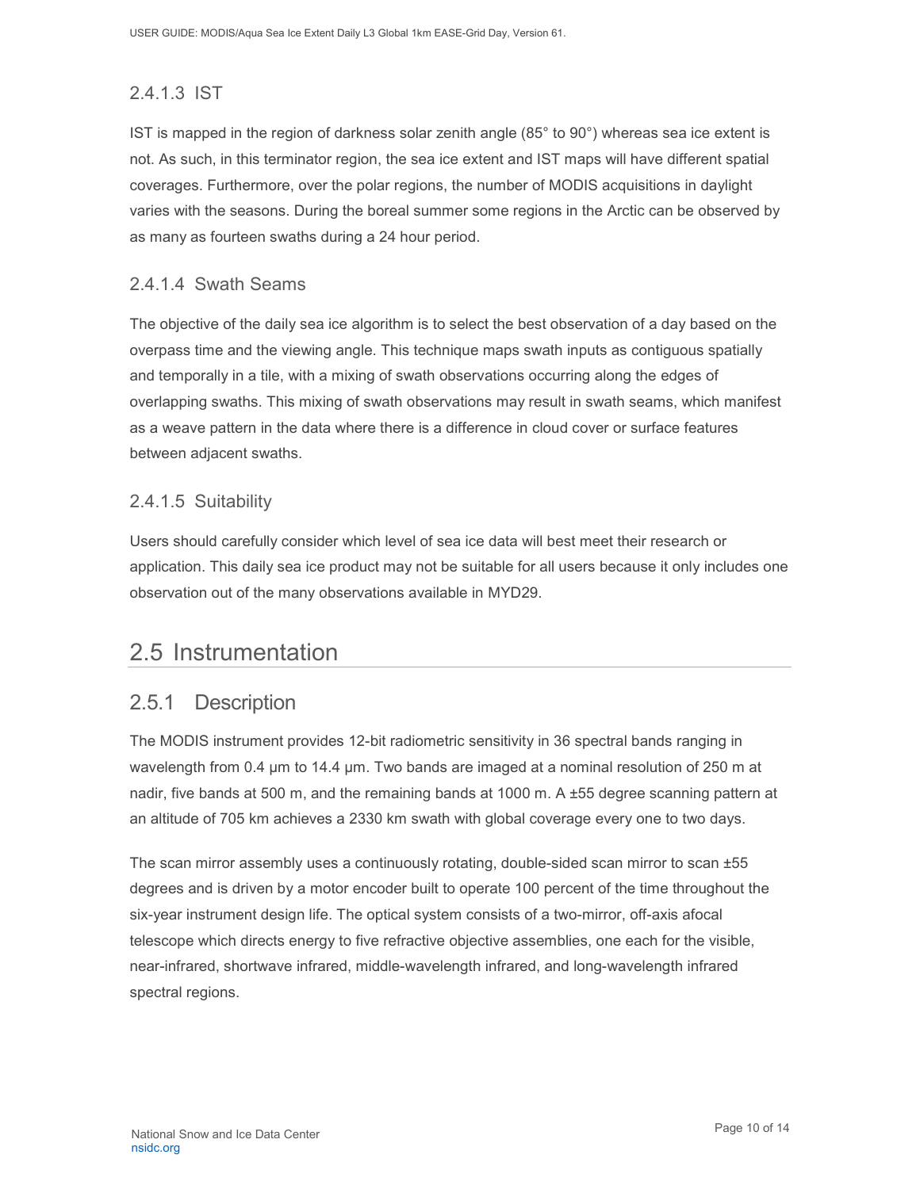#### 2.4.1.3 IST

IST is mapped in the region of darkness solar zenith angle (85° to 90°) whereas sea ice extent is not. As such, in this terminator region, the sea ice extent and IST maps will have different spatial coverages. Furthermore, over the polar regions, the number of MODIS acquisitions in daylight varies with the seasons. During the boreal summer some regions in the Arctic can be observed by as many as fourteen swaths during a 24 hour period.

#### 2.4.1.4 Swath Seams

The objective of the daily sea ice algorithm is to select the best observation of a day based on the overpass time and the viewing angle. This technique maps swath inputs as contiguous spatially and temporally in a tile, with a mixing of swath observations occurring along the edges of overlapping swaths. This mixing of swath observations may result in swath seams, which manifest as a weave pattern in the data where there is a difference in cloud cover or surface features between adjacent swaths.

#### 2.4.1.5 Suitability

Users should carefully consider which level of sea ice data will best meet their research or application. This daily sea ice product may not be suitable for all users because it only includes one observation out of the many observations available in MYD29.

## 2.5 Instrumentation

### 2.5.1 Description

The MODIS instrument provides 12-bit radiometric sensitivity in 36 spectral bands ranging in wavelength from 0.4 µm to 14.4 µm. Two bands are imaged at a nominal resolution of 250 m at nadir, five bands at 500 m, and the remaining bands at 1000 m. A ±55 degree scanning pattern at an altitude of 705 km achieves a 2330 km swath with global coverage every one to two days.

The scan mirror assembly uses a continuously rotating, double-sided scan mirror to scan ±55 degrees and is driven by a motor encoder built to operate 100 percent of the time throughout the six-year instrument design life. The optical system consists of a two-mirror, off-axis afocal telescope which directs energy to five refractive objective assemblies, one each for the visible, near-infrared, shortwave infrared, middle-wavelength infrared, and long-wavelength infrared spectral regions.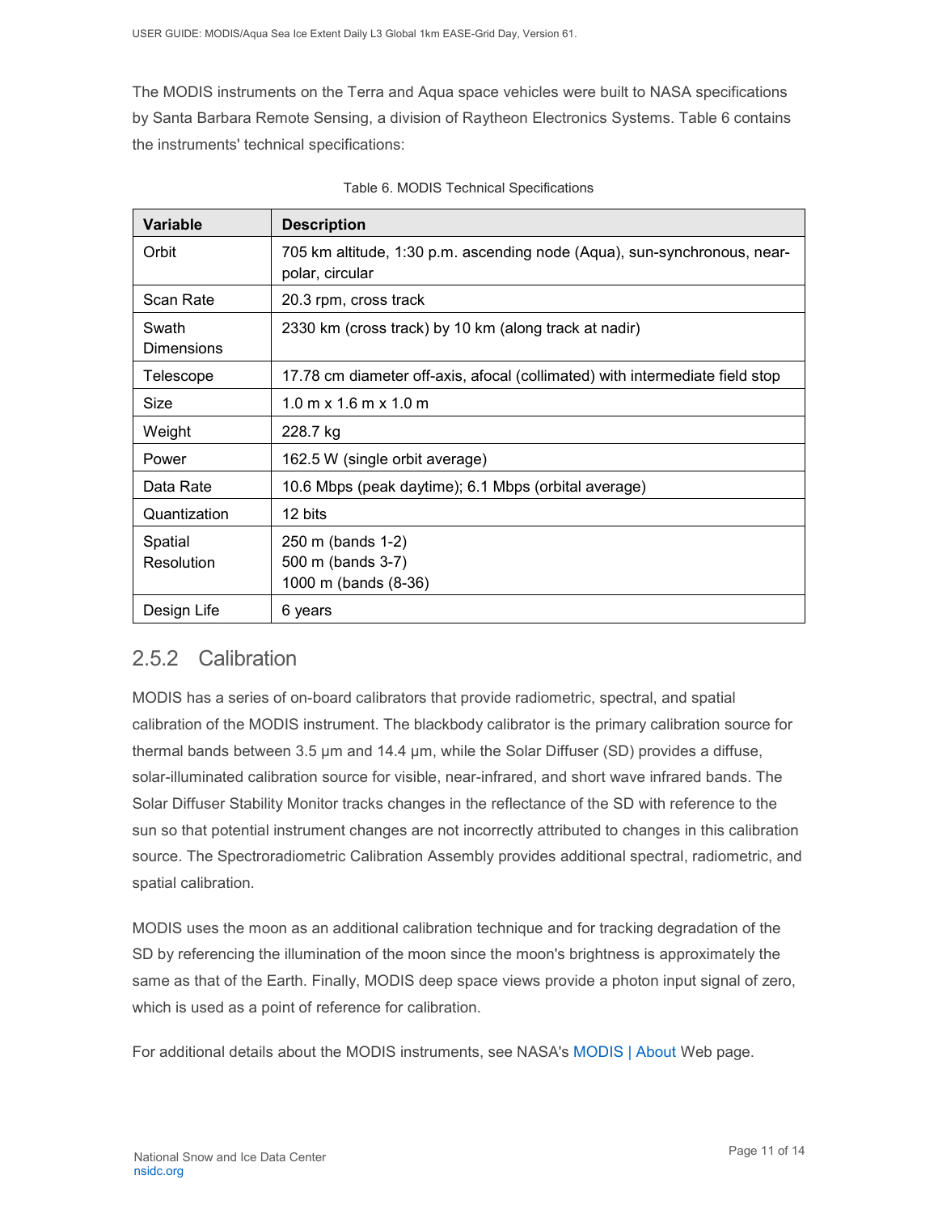The MODIS instruments on the Terra and Aqua space vehicles were built to NASA specifications by Santa Barbara Remote Sensing, a division of Raytheon Electronics Systems. Table 6 contains the instruments' technical specifications:

Table 6. MODIS Technical Specifications

| Variable | Description |
|---|---|
| Orbit | 705 km altitude, 1:30 p.m. ascending node (Aqua), sun-synchronous, near-polar, circular |
| Scan Rate | 20.3 rpm, cross track |
| Swath Dimensions | 2330 km (cross track) by 10 km (along track at nadir) |
| Telescope | 17.78 cm diameter off-axis, afocal (collimated) with intermediate field stop |
| Size | 1.0 m x 1.6 m x 1.0 m |
| Weight | 228.7 kg |
| Power | 162.5 W (single orbit average) |
| Data Rate | 10.6 Mbps (peak daytime); 6.1 Mbps (orbital average) |
| Quantization | 12 bits |
| Spatial Resolution | 250 m (bands 1-2)<br>500 m (bands 3-7)<br>1000 m (bands (8-36) |
| Design Life | 6 years |

### 2.5.2 Calibration

MODIS has a series of on-board calibrators that provide radiometric, spectral, and spatial calibration of the MODIS instrument. The blackbody calibrator is the primary calibration source for thermal bands between 3.5 µm and 14.4 µm, while the Solar Diffuser (SD) provides a diffuse, solar-illuminated calibration source for visible, near-infrared, and short wave infrared bands. The Solar Diffuser Stability Monitor tracks changes in the reflectance of the SD with reference to the sun so that potential instrument changes are not incorrectly attributed to changes in this calibration source. The Spectroradiometric Calibration Assembly provides additional spectral, radiometric, and spatial calibration.

MODIS uses the moon as an additional calibration technique and for tracking degradation of the SD by referencing the illumination of the moon since the moon's brightness is approximately the same as that of the Earth. Finally, MODIS deep space views provide a photon input signal of zero, which is used as a point of reference for calibration.

For additional details about the MODIS instruments, see NASA's MODIS | About Web page.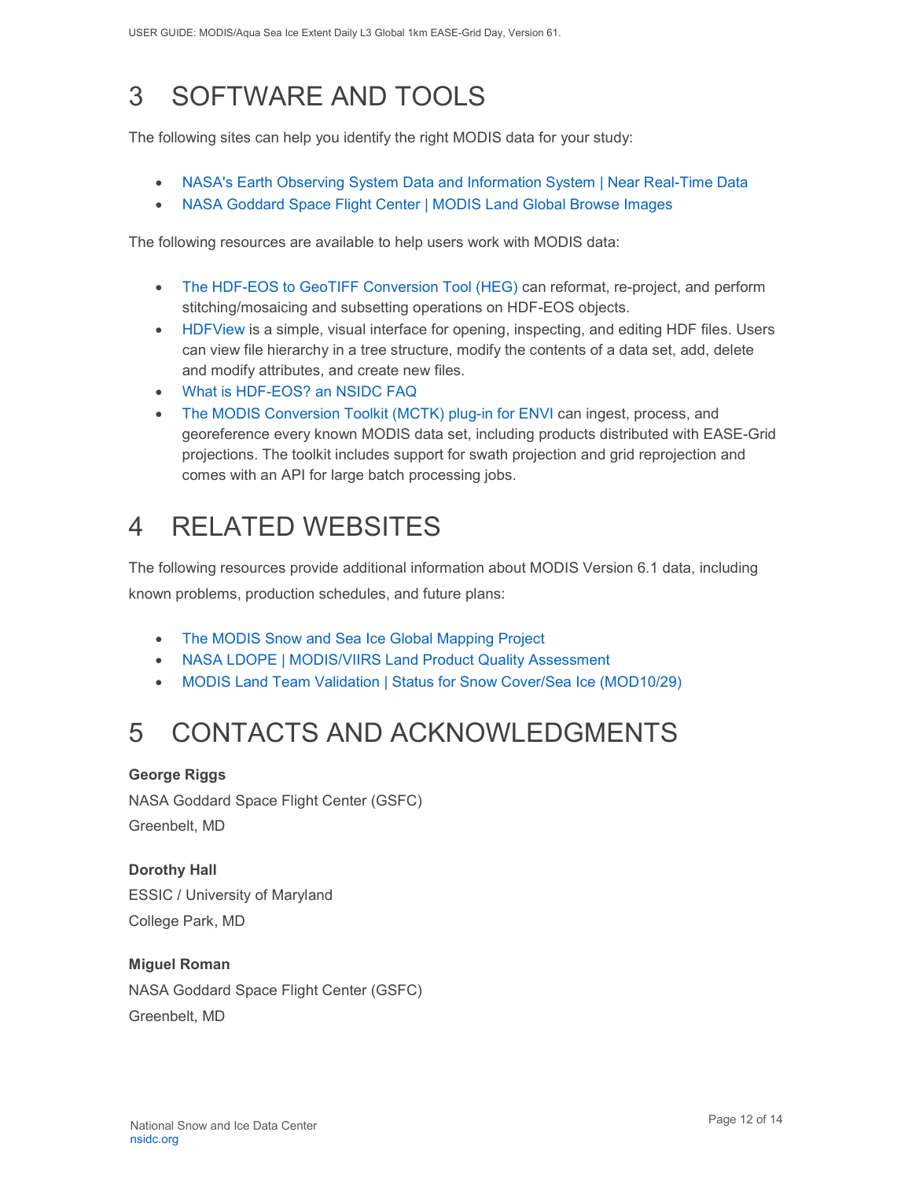# 3 SOFTWARE AND TOOLS

The following sites can help you identify the right MODIS data for your study:

- NASA's Earth Observing System Data and Information System | Near Real-Time Data
- NASA Goddard Space Flight Center | MODIS Land Global Browse Images

The following resources are available to help users work with MODIS data:

- The HDF-EOS to GeoTIFF Conversion Tool (HEG) can reformat, re-project, and perform stitching/mosaicing and subsetting operations on HDF-EOS objects.
- HDFView is a simple, visual interface for opening, inspecting, and editing HDF files. Users can view file hierarchy in a tree structure, modify the contents of a data set, add, delete and modify attributes, and create new files.
- What is HDF-EOS? an NSIDC FAQ
- The MODIS Conversion Toolkit (MCTK) plug-in for ENVI can ingest, process, and georeference every known MODIS data set, including products distributed with EASE-Grid projections. The toolkit includes support for swath projection and grid reprojection and comes with an API for large batch processing jobs.

# 4 RELATED WEBSITES

The following resources provide additional information about MODIS Version 6.1 data, including known problems, production schedules, and future plans:

- The MODIS Snow and Sea Ice Global Mapping Project
- NASA LDOPE | MODIS/VIIRS Land Product Quality Assessment
- MODIS Land Team Validation | Status for Snow Cover/Sea Ice (MOD10/29)

# 5 CONTACTS AND ACKNOWLEDGMENTS

**George Riggs**
NASA Goddard Space Flight Center (GSFC)
Greenbelt, MD

**Dorothy Hall**
ESSIC / University of Maryland
College Park, MD

**Miguel Roman**
NASA Goddard Space Flight Center (GSFC)
Greenbelt, MD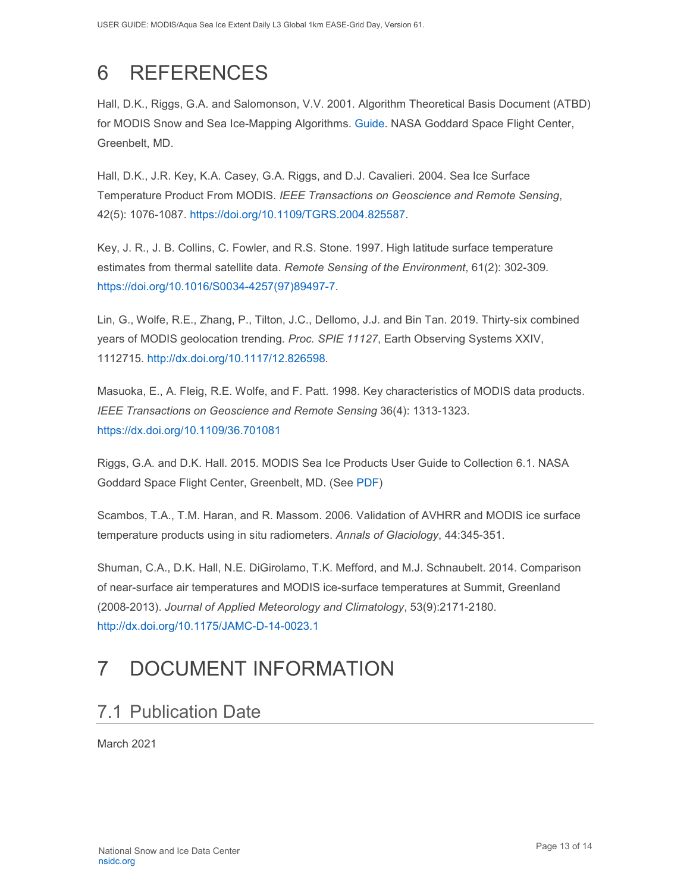# 6 REFERENCES

Hall, D.K., Riggs, G.A. and Salomonson, V.V. 2001. Algorithm Theoretical Basis Document (ATBD) for MODIS Snow and Sea Ice-Mapping Algorithms. Guide. NASA Goddard Space Flight Center, Greenbelt, MD.

Hall, D.K., J.R. Key, K.A. Casey, G.A. Riggs, and D.J. Cavalieri. 2004. Sea Ice Surface Temperature Product From MODIS. *IEEE Transactions on Geoscience and Remote Sensing*, 42(5): 1076-1087. https://doi.org/10.1109/TGRS.2004.825587.

Key, J. R., J. B. Collins, C. Fowler, and R.S. Stone. 1997. High latitude surface temperature estimates from thermal satellite data. *Remote Sensing of the Environment*, 61(2): 302-309. https://doi.org/10.1016/S0034-4257(97)89497-7.

Lin, G., Wolfe, R.E., Zhang, P., Tilton, J.C., Dellomo, J.J. and Bin Tan. 2019. Thirty-six combined years of MODIS geolocation trending. *Proc. SPIE 11127*, Earth Observing Systems XXIV, 1112715. http://dx.doi.org/10.1117/12.826598.

Masuoka, E., A. Fleig, R.E. Wolfe, and F. Patt. 1998. Key characteristics of MODIS data products. *IEEE Transactions on Geoscience and Remote Sensing* 36(4): 1313-1323. https://dx.doi.org/10.1109/36.701081

Riggs, G.A. and D.K. Hall. 2015. MODIS Sea Ice Products User Guide to Collection 6.1. NASA Goddard Space Flight Center, Greenbelt, MD. (See PDF)

Scambos, T.A., T.M. Haran, and R. Massom. 2006. Validation of AVHRR and MODIS ice surface temperature products using in situ radiometers. *Annals of Glaciology*, 44:345-351.

Shuman, C.A., D.K. Hall, N.E. DiGirolamo, T.K. Mefford, and M.J. Schnaubelt. 2014. Comparison of near-surface air temperatures and MODIS ice-surface temperatures at Summit, Greenland (2008-2013). *Journal of Applied Meteorology and Climatology*, 53(9):2171-2180. http://dx.doi.org/10.1175/JAMC-D-14-0023.1

# 7 DOCUMENT INFORMATION

## 7.1 Publication Date

March 2021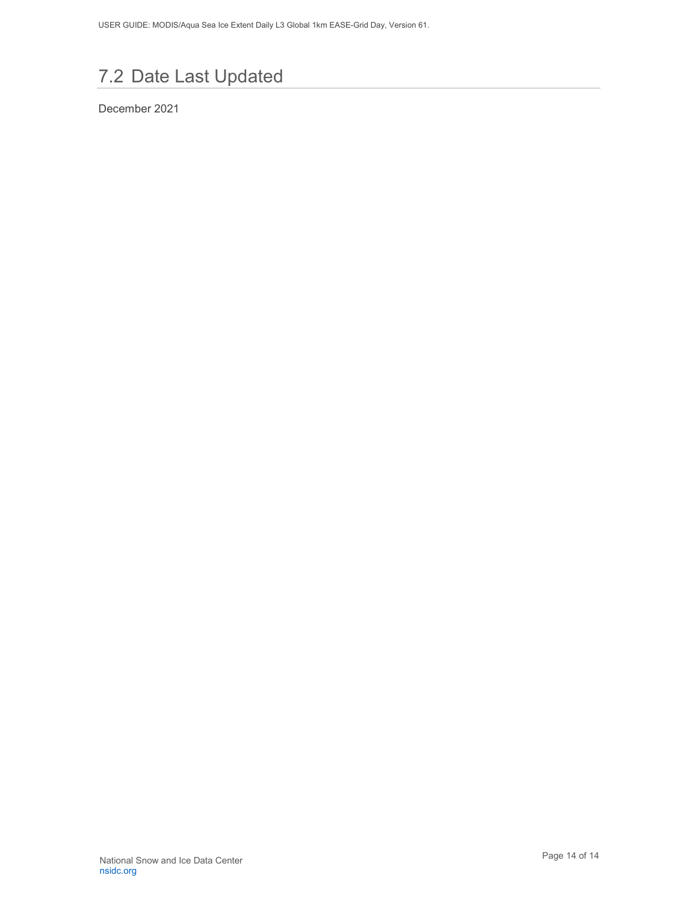## 7.2 Date Last Updated

December 2021